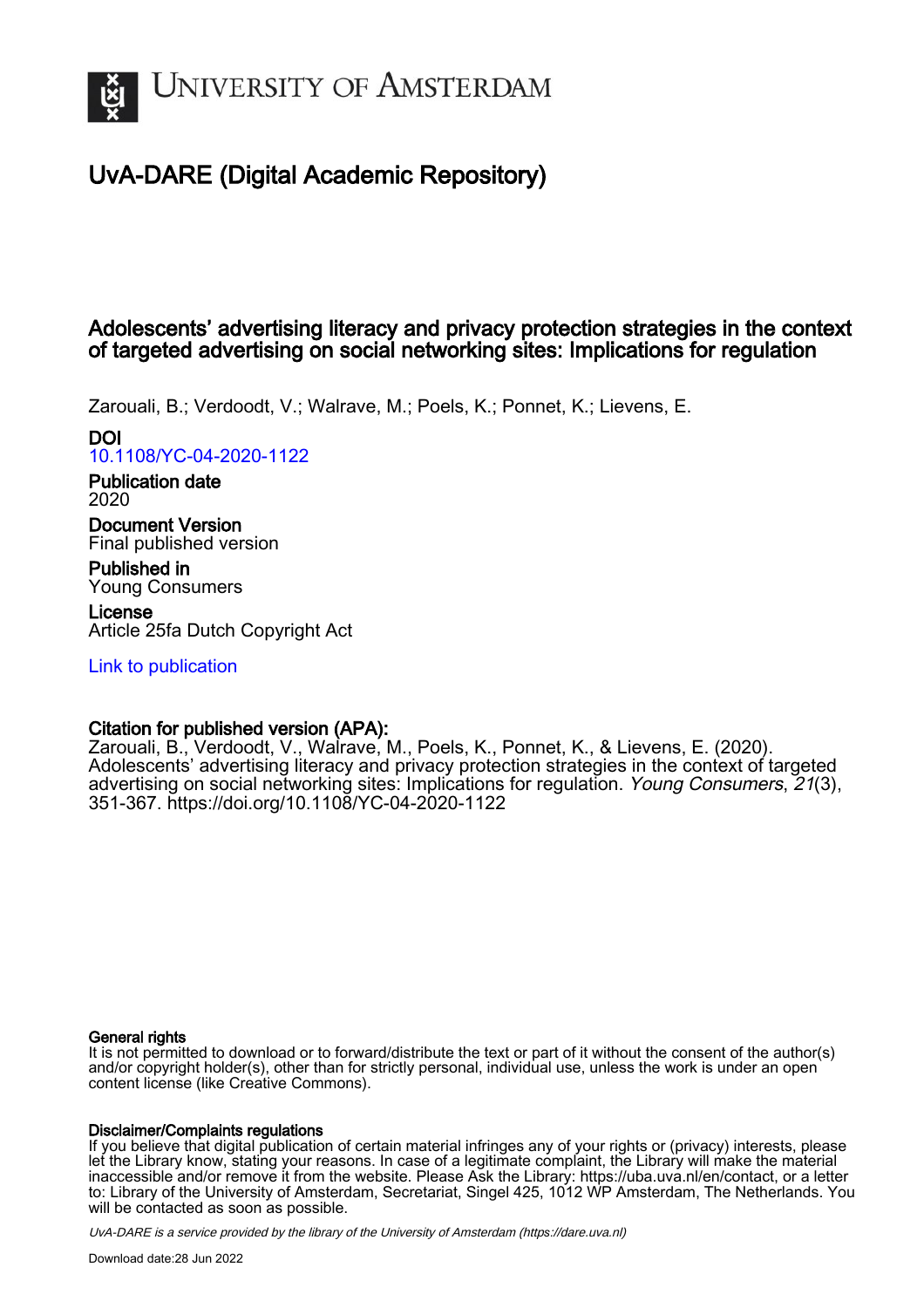# University of Amsterdam

## UvA-DARE (Digital Academic Repository)

### Adolescents' advertising literacy and privacy protection strategies in the context of targeted advertising on social networking sites: Implications for regulation

Zarouali, B.; Verdoodt, V.; Walrave, M.; Poels, K.; Ponnet, K.; Lievens, E.

**DOI**
10.1108/YC-04-2020-1122

**Publication date**
2020

**Document Version**
Final published version

**Published in**
Young Consumers

**License**
Article 25fa Dutch Copyright Act

Link to publication

**Citation for published version (APA):**
Zarouali, B., Verdoodt, V., Walrave, M., Poels, K., Ponnet, K., & Lievens, E. (2020). Adolescents' advertising literacy and privacy protection strategies in the context of targeted advertising on social networking sites: Implications for regulation. *Young Consumers*, *21*(3), 351-367. https://doi.org/10.1108/YC-04-2020-1122

**General rights**
It is not permitted to download or to forward/distribute the text or part of it without the consent of the author(s) and/or copyright holder(s), other than for strictly personal, individual use, unless the work is under an open content license (like Creative Commons).

**Disclaimer/Complaints regulations**
If you believe that digital publication of certain material infringes any of your rights or (privacy) interests, please let the Library know, stating your reasons. In case of a legitimate complaint, the Library will make the material inaccessible and/or remove it from the website. Please Ask the Library: https://uba.uva.nl/en/contact, or a letter to: Library of the University of Amsterdam, Secretariat, Singel 425, 1012 WP Amsterdam, The Netherlands. You will be contacted as soon as possible.

*UvA-DARE is a service provided by the library of the University of Amsterdam (https://dare.uva.nl)*

Download date:28 Jun 2022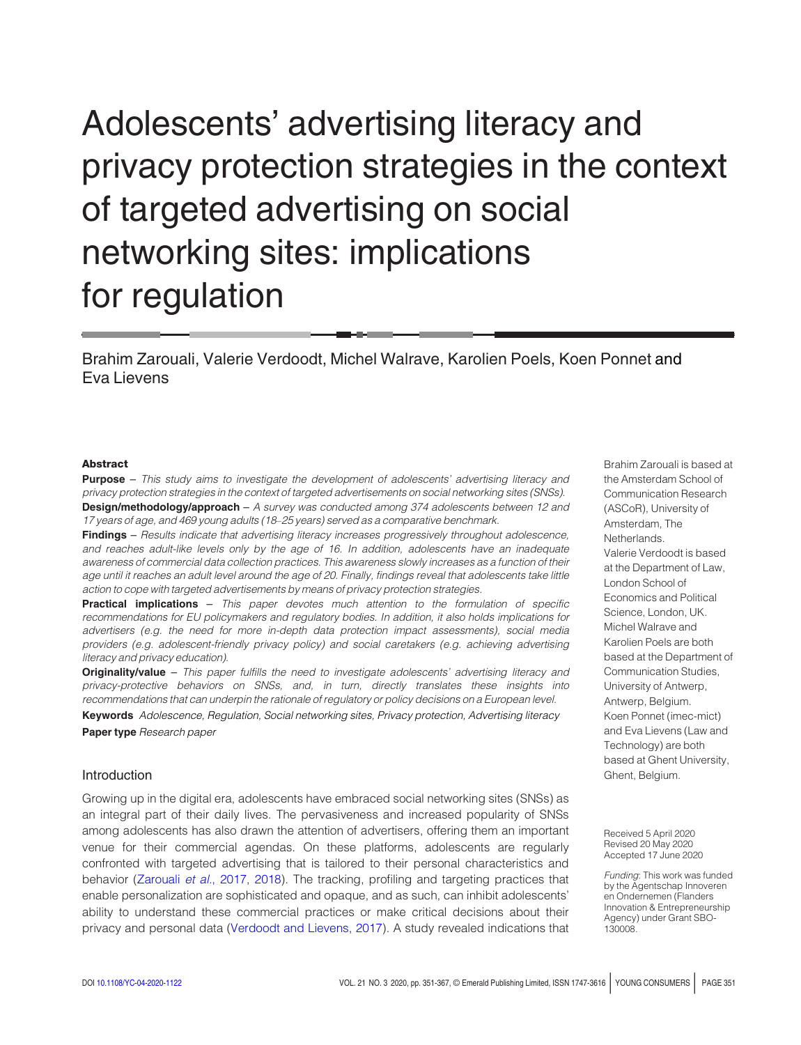# Adolescents' advertising literacy and privacy protection strategies in the context of targeted advertising on social networking sites: implications for regulation

Brahim Zarouali, Valerie Verdoodt, Michel Walrave, Karolien Poels, Koen Ponnet and Eva Lievens

**Abstract**

**Purpose** – *This study aims to investigate the development of adolescents' advertising literacy and privacy protection strategies in the context of targeted advertisements on social networking sites (SNSs).*

**Design/methodology/approach** – *A survey was conducted among 374 adolescents between 12 and 17 years of age, and 469 young adults (18–25 years) served as a comparative benchmark.*

**Findings** – *Results indicate that advertising literacy increases progressively throughout adolescence, and reaches adult-like levels only by the age of 16. In addition, adolescents have an inadequate awareness of commercial data collection practices. This awareness slowly increases as a function of their age until it reaches an adult level around the age of 20. Finally, findings reveal that adolescents take little action to cope with targeted advertisements by means of privacy protection strategies.*

**Practical implications** – *This paper devotes much attention to the formulation of specific recommendations for EU policymakers and regulatory bodies. In addition, it also holds implications for advertisers (e.g. the need for more in-depth data protection impact assessments), social media providers (e.g. adolescent-friendly privacy policy) and social caretakers (e.g. achieving advertising literacy and privacy education).*

**Originality/value** – *This paper fulfills the need to investigate adolescents' advertising literacy and privacy-protective behaviors on SNSs, and, in turn, directly translates these insights into recommendations that can underpin the rationale of regulatory or policy decisions on a European level.*

**Keywords** *Adolescence, Regulation, Social networking sites, Privacy protection, Advertising literacy*

**Paper type** *Research paper*

Brahim Zarouali is based at the Amsterdam School of Communication Research (ASCoR), University of Amsterdam, The Netherlands.
Valerie Verdoodt is based at the Department of Law, London School of Economics and Political Science, London, UK.
Michel Walrave and Karolien Poels are both based at the Department of Communication Studies, University of Antwerp, Antwerp, Belgium.
Koen Ponnet (imec-mict) and Eva Lievens (Law and Technology) are both based at Ghent University, Ghent, Belgium.

Received 5 April 2020
Revised 20 May 2020
Accepted 17 June 2020

*Funding*: This work was funded by the Agentschap Innoveren en Ondernemen (Flanders Innovation & Entrepreneurship Agency) under Grant SBO-130008.

## Introduction

Growing up in the digital era, adolescents have embraced social networking sites (SNSs) as an integral part of their daily lives. The pervasiveness and increased popularity of SNSs among adolescents has also drawn the attention of advertisers, offering them an important venue for their commercial agendas. On these platforms, adolescents are regularly confronted with targeted advertising that is tailored to their personal characteristics and behavior (Zarouali *et al.*, 2017, 2018). The tracking, profiling and targeting practices that enable personalization are sophisticated and opaque, and as such, can inhibit adolescents' ability to understand these commercial practices or make critical decisions about their privacy and personal data (Verdoodt and Lievens, 2017). A study revealed indications that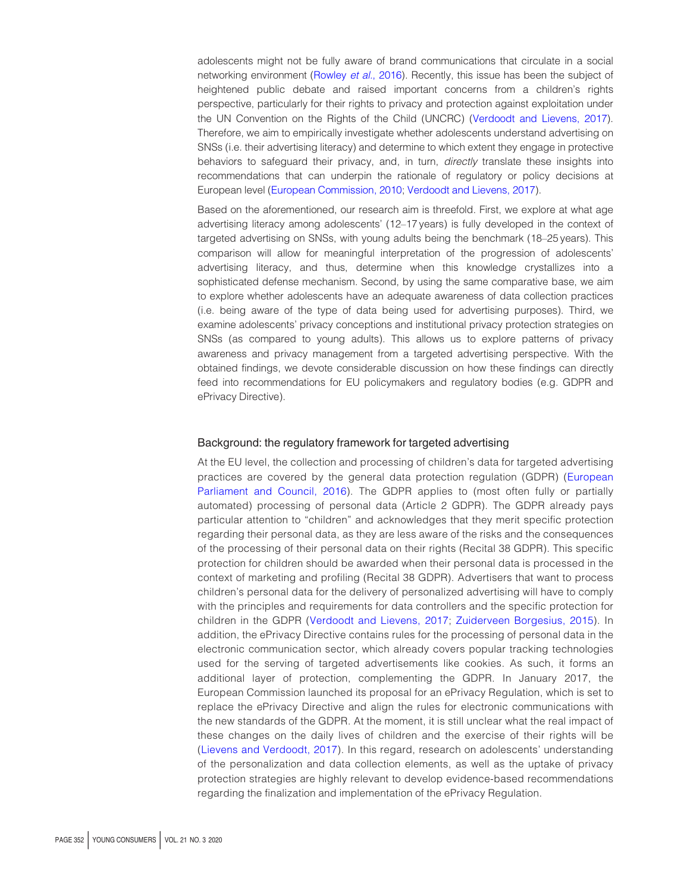adolescents might not be fully aware of brand communications that circulate in a social networking environment (Rowley *et al.*, 2016). Recently, this issue has been the subject of heightened public debate and raised important concerns from a children's rights perspective, particularly for their rights to privacy and protection against exploitation under the UN Convention on the Rights of the Child (UNCRC) (Verdoodt and Lievens, 2017). Therefore, we aim to empirically investigate whether adolescents understand advertising on SNSs (i.e. their advertising literacy) and determine to which extent they engage in protective behaviors to safeguard their privacy, and, in turn, *directly* translate these insights into recommendations that can underpin the rationale of regulatory or policy decisions at European level (European Commission, 2010; Verdoodt and Lievens, 2017).

Based on the aforementioned, our research aim is threefold. First, we explore at what age advertising literacy among adolescents' (12–17 years) is fully developed in the context of targeted advertising on SNSs, with young adults being the benchmark (18–25 years). This comparison will allow for meaningful interpretation of the progression of adolescents' advertising literacy, and thus, determine when this knowledge crystallizes into a sophisticated defense mechanism. Second, by using the same comparative base, we aim to explore whether adolescents have an adequate awareness of data collection practices (i.e. being aware of the type of data being used for advertising purposes). Third, we examine adolescents' privacy conceptions and institutional privacy protection strategies on SNSs (as compared to young adults). This allows us to explore patterns of privacy awareness and privacy management from a targeted advertising perspective. With the obtained findings, we devote considerable discussion on how these findings can directly feed into recommendations for EU policymakers and regulatory bodies (e.g. GDPR and ePrivacy Directive).

## Background: the regulatory framework for targeted advertising

At the EU level, the collection and processing of children's data for targeted advertising practices are covered by the general data protection regulation (GDPR) (European Parliament and Council, 2016). The GDPR applies to (most often fully or partially automated) processing of personal data (Article 2 GDPR). The GDPR already pays particular attention to "children" and acknowledges that they merit specific protection regarding their personal data, as they are less aware of the risks and the consequences of the processing of their personal data on their rights (Recital 38 GDPR). This specific protection for children should be awarded when their personal data is processed in the context of marketing and profiling (Recital 38 GDPR). Advertisers that want to process children's personal data for the delivery of personalized advertising will have to comply with the principles and requirements for data controllers and the specific protection for children in the GDPR (Verdoodt and Lievens, 2017; Zuiderveen Borgesius, 2015). In addition, the ePrivacy Directive contains rules for the processing of personal data in the electronic communication sector, which already covers popular tracking technologies used for the serving of targeted advertisements like cookies. As such, it forms an additional layer of protection, complementing the GDPR. In January 2017, the European Commission launched its proposal for an ePrivacy Regulation, which is set to replace the ePrivacy Directive and align the rules for electronic communications with the new standards of the GDPR. At the moment, it is still unclear what the real impact of these changes on the daily lives of children and the exercise of their rights will be (Lievens and Verdoodt, 2017). In this regard, research on adolescents' understanding of the personalization and data collection elements, as well as the uptake of privacy protection strategies are highly relevant to develop evidence-based recommendations regarding the finalization and implementation of the ePrivacy Regulation.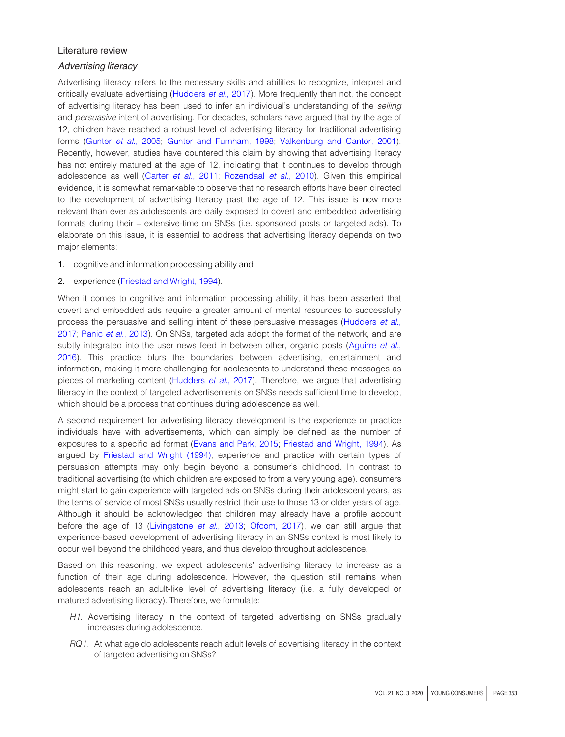## Literature review

### *Advertising literacy*

Advertising literacy refers to the necessary skills and abilities to recognize, interpret and critically evaluate advertising (Hudders *et al.*, 2017). More frequently than not, the concept of advertising literacy has been used to infer an individual's understanding of the *selling* and *persuasive* intent of advertising. For decades, scholars have argued that by the age of 12, children have reached a robust level of advertising literacy for traditional advertising forms (Gunter *et al.*, 2005; Gunter and Furnham, 1998; Valkenburg and Cantor, 2001). Recently, however, studies have countered this claim by showing that advertising literacy has not entirely matured at the age of 12, indicating that it continues to develop through adolescence as well (Carter *et al.*, 2011; Rozendaal *et al.*, 2010). Given this empirical evidence, it is somewhat remarkable to observe that no research efforts have been directed to the development of advertising literacy past the age of 12. This issue is now more relevant than ever as adolescents are daily exposed to covert and embedded advertising formats during their – extensive-time on SNSs (i.e. sponsored posts or targeted ads). To elaborate on this issue, it is essential to address that advertising literacy depends on two major elements:

1. cognitive and information processing ability and
2. experience (Friestad and Wright, 1994).

When it comes to cognitive and information processing ability, it has been asserted that covert and embedded ads require a greater amount of mental resources to successfully process the persuasive and selling intent of these persuasive messages (Hudders *et al.*, 2017; Panic *et al.*, 2013). On SNSs, targeted ads adopt the format of the network, and are subtly integrated into the user news feed in between other, organic posts (Aguirre *et al.*, 2016). This practice blurs the boundaries between advertising, entertainment and information, making it more challenging for adolescents to understand these messages as pieces of marketing content (Hudders *et al.*, 2017). Therefore, we argue that advertising literacy in the context of targeted advertisements on SNSs needs sufficient time to develop, which should be a process that continues during adolescence as well.

A second requirement for advertising literacy development is the experience or practice individuals have with advertisements, which can simply be defined as the number of exposures to a specific ad format (Evans and Park, 2015; Friestad and Wright, 1994). As argued by Friestad and Wright (1994), experience and practice with certain types of persuasion attempts may only begin beyond a consumer's childhood. In contrast to traditional advertising (to which children are exposed to from a very young age), consumers might start to gain experience with targeted ads on SNSs during their adolescent years, as the terms of service of most SNSs usually restrict their use to those 13 or older years of age. Although it should be acknowledged that children may already have a profile account before the age of 13 (Livingstone *et al.*, 2013; Ofcom, 2017), we can still argue that experience-based development of advertising literacy in an SNSs context is most likely to occur well beyond the childhood years, and thus develop throughout adolescence.

Based on this reasoning, we expect adolescents' advertising literacy to increase as a function of their age during adolescence. However, the question still remains when adolescents reach an adult-like level of advertising literacy (i.e. a fully developed or matured advertising literacy). Therefore, we formulate:

*H1.* Advertising literacy in the context of targeted advertising on SNSs gradually increases during adolescence.

*RQ1.* At what age do adolescents reach adult levels of advertising literacy in the context of targeted advertising on SNSs?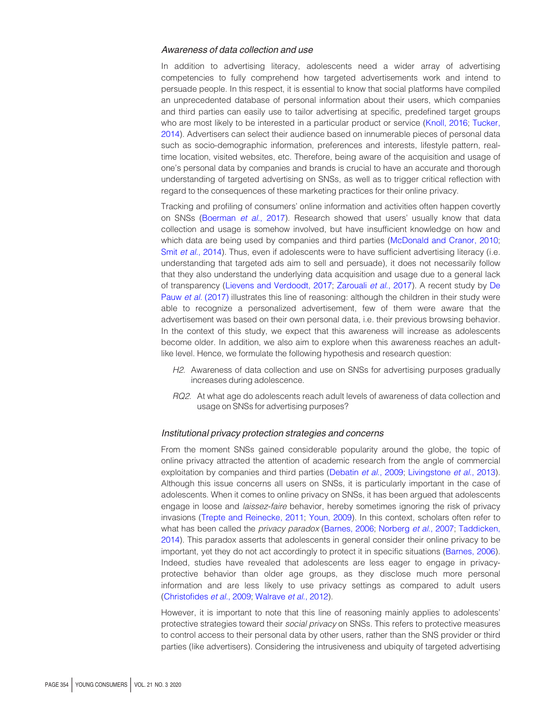### *Awareness of data collection and use*

In addition to advertising literacy, adolescents need a wider array of advertising competencies to fully comprehend how targeted advertisements work and intend to persuade people. In this respect, it is essential to know that social platforms have compiled an unprecedented database of personal information about their users, which companies and third parties can easily use to tailor advertising at specific, predefined target groups who are most likely to be interested in a particular product or service (Knoll, 2016; Tucker, 2014). Advertisers can select their audience based on innumerable pieces of personal data such as socio-demographic information, preferences and interests, lifestyle pattern, real-time location, visited websites, etc. Therefore, being aware of the acquisition and usage of one's personal data by companies and brands is crucial to have an accurate and thorough understanding of targeted advertising on SNSs, as well as to trigger critical reflection with regard to the consequences of these marketing practices for their online privacy.

Tracking and profiling of consumers' online information and activities often happen covertly on SNSs (Boerman *et al.*, 2017). Research showed that users' usually know that data collection and usage is somehow involved, but have insufficient knowledge on how and which data are being used by companies and third parties (McDonald and Cranor, 2010; Smit *et al.*, 2014). Thus, even if adolescents were to have sufficient advertising literacy (i.e. understanding that targeted ads aim to sell and persuade), it does not necessarily follow that they also understand the underlying data acquisition and usage due to a general lack of transparency (Lievens and Verdoodt, 2017; Zarouali *et al.*, 2017). A recent study by De Pauw *et al.* (2017) illustrates this line of reasoning: although the children in their study were able to recognize a personalized advertisement, few of them were aware that the advertisement was based on their own personal data, i.e. their previous browsing behavior. In the context of this study, we expect that this awareness will increase as adolescents become older. In addition, we also aim to explore when this awareness reaches an adult-like level. Hence, we formulate the following hypothesis and research question:

- *H2.* Awareness of data collection and use on SNSs for advertising purposes gradually increases during adolescence.
- *RQ2.* At what age do adolescents reach adult levels of awareness of data collection and usage on SNSs for advertising purposes?

### *Institutional privacy protection strategies and concerns*

From the moment SNSs gained considerable popularity around the globe, the topic of online privacy attracted the attention of academic research from the angle of commercial exploitation by companies and third parties (Debatin *et al.*, 2009; Livingstone *et al.*, 2013). Although this issue concerns all users on SNSs, it is particularly important in the case of adolescents. When it comes to online privacy on SNSs, it has been argued that adolescents engage in loose and *laissez-faire* behavior, hereby sometimes ignoring the risk of privacy invasions (Trepte and Reinecke, 2011; Youn, 2009). In this context, scholars often refer to what has been called the *privacy paradox* (Barnes, 2006; Norberg *et al.*, 2007; Taddicken, 2014). This paradox asserts that adolescents in general consider their online privacy to be important, yet they do not act accordingly to protect it in specific situations (Barnes, 2006). Indeed, studies have revealed that adolescents are less eager to engage in privacy-protective behavior than older age groups, as they disclose much more personal information and are less likely to use privacy settings as compared to adult users (Christofides *et al.*, 2009; Walrave *et al.*, 2012).

However, it is important to note that this line of reasoning mainly applies to adolescents' protective strategies toward their *social privacy* on SNSs. This refers to protective measures to control access to their personal data by other users, rather than the SNS provider or third parties (like advertisers). Considering the intrusiveness and ubiquity of targeted advertising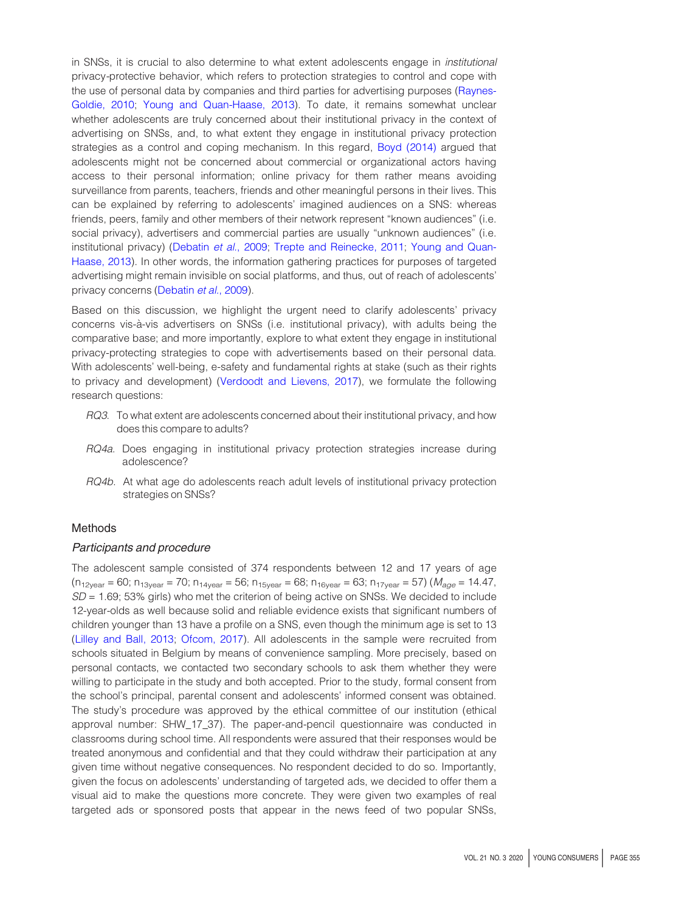in SNSs, it is crucial to also determine to what extent adolescents engage in *institutional* privacy-protective behavior, which refers to protection strategies to control and cope with the use of personal data by companies and third parties for advertising purposes (Raynes-Goldie, 2010; Young and Quan-Haase, 2013). To date, it remains somewhat unclear whether adolescents are truly concerned about their institutional privacy in the context of advertising on SNSs, and, to what extent they engage in institutional privacy protection strategies as a control and coping mechanism. In this regard, Boyd (2014) argued that adolescents might not be concerned about commercial or organizational actors having access to their personal information; online privacy for them rather means avoiding surveillance from parents, teachers, friends and other meaningful persons in their lives. This can be explained by referring to adolescents' imagined audiences on a SNS: whereas friends, peers, family and other members of their network represent "known audiences" (i.e. social privacy), advertisers and commercial parties are usually "unknown audiences" (i.e. institutional privacy) (Debatin *et al.*, 2009; Trepte and Reinecke, 2011; Young and Quan-Haase, 2013). In other words, the information gathering practices for purposes of targeted advertising might remain invisible on social platforms, and thus, out of reach of adolescents' privacy concerns (Debatin *et al.*, 2009).

Based on this discussion, we highlight the urgent need to clarify adolescents' privacy concerns vis-à-vis advertisers on SNSs (i.e. institutional privacy), with adults being the comparative base; and more importantly, explore to what extent they engage in institutional privacy-protecting strategies to cope with advertisements based on their personal data. With adolescents' well-being, e-safety and fundamental rights at stake (such as their rights to privacy and development) (Verdoodt and Lievens, 2017), we formulate the following research questions:

- *RQ3*. To what extent are adolescents concerned about their institutional privacy, and how does this compare to adults?
- *RQ4a*. Does engaging in institutional privacy protection strategies increase during adolescence?
- *RQ4b*. At what age do adolescents reach adult levels of institutional privacy protection strategies on SNSs?

## Methods

### Participants and procedure

The adolescent sample consisted of 374 respondents between 12 and 17 years of age ($n_{12year} = 60$; $n_{13year} = 70$; $n_{14year} = 56$; $n_{15year} = 68$; $n_{16year} = 63$; $n_{17year} = 57$) ($M_{age} = 14.47$, $SD = 1.69$; 53% girls) who met the criterion of being active on SNSs. We decided to include 12-year-olds as well because solid and reliable evidence exists that significant numbers of children younger than 13 have a profile on a SNS, even though the minimum age is set to 13 (Lilley and Ball, 2013; Ofcom, 2017). All adolescents in the sample were recruited from schools situated in Belgium by means of convenience sampling. More precisely, based on personal contacts, we contacted two secondary schools to ask them whether they were willing to participate in the study and both accepted. Prior to the study, formal consent from the school's principal, parental consent and adolescents' informed consent was obtained. The study's procedure was approved by the ethical committee of our institution (ethical approval number: SHW_17_37). The paper-and-pencil questionnaire was conducted in classrooms during school time. All respondents were assured that their responses would be treated anonymous and confidential and that they could withdraw their participation at any given time without negative consequences. No respondent decided to do so. Importantly, given the focus on adolescents' understanding of targeted ads, we decided to offer them a visual aid to make the questions more concrete. They were given two examples of real targeted ads or sponsored posts that appear in the news feed of two popular SNSs,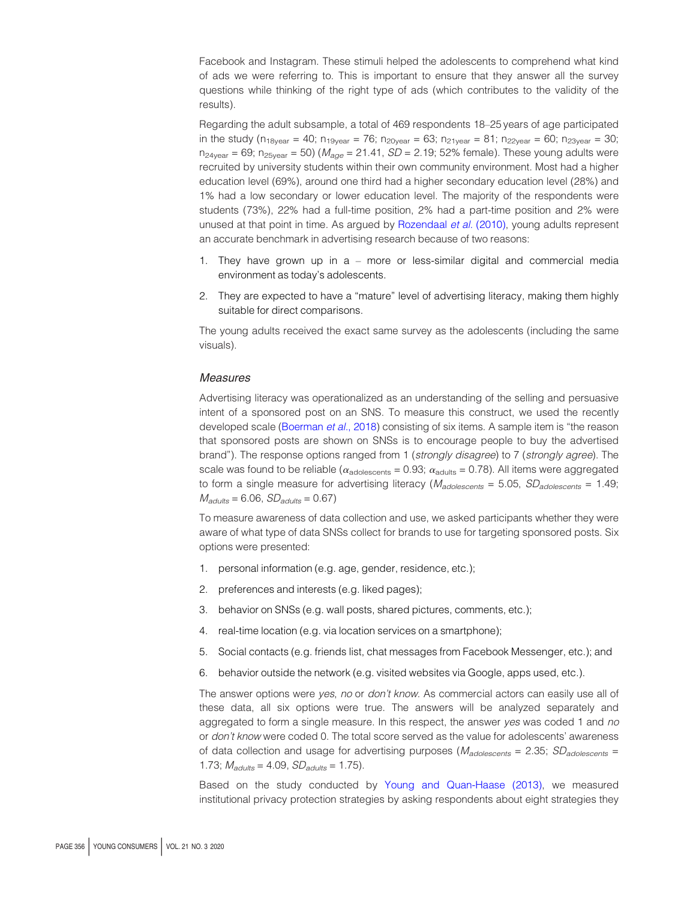Facebook and Instagram. These stimuli helped the adolescents to comprehend what kind of ads we were referring to. This is important to ensure that they answer all the survey questions while thinking of the right type of ads (which contributes to the validity of the results).

Regarding the adult subsample, a total of 469 respondents 18–25 years of age participated in the study ($n_{18year}$ = 40; $n_{19year}$ = 76; $n_{20year}$ = 63; $n_{21year}$ = 81; $n_{22year}$ = 60; $n_{23year}$ = 30; $n_{24year}$ = 69; $n_{25year}$ = 50) ($M_{age}$ = 21.41, $SD$ = 2.19; 52% female). These young adults were recruited by university students within their own community environment. Most had a higher education level (69%), around one third had a higher secondary education level (28%) and 1% had a low secondary or lower education level. The majority of the respondents were students (73%), 22% had a full-time position, 2% had a part-time position and 2% were unused at that point in time. As argued by Rozendaal *et al.* (2010), young adults represent an accurate benchmark in advertising research because of two reasons:

1. They have grown up in a – more or less-similar digital and commercial media environment as today's adolescents.
2. They are expected to have a "mature" level of advertising literacy, making them highly suitable for direct comparisons.

The young adults received the exact same survey as the adolescents (including the same visuals).

### *Measures*

Advertising literacy was operationalized as an understanding of the selling and persuasive intent of a sponsored post on an SNS. To measure this construct, we used the recently developed scale (Boerman *et al.*, 2018) consisting of six items. A sample item is "the reason that sponsored posts are shown on SNSs is to encourage people to buy the advertised brand"). The response options ranged from 1 (*strongly disagree*) to 7 (*strongly agree*). The scale was found to be reliable ($\alpha_{adolescents}$ = 0.93; $\alpha_{adults}$ = 0.78). All items were aggregated to form a single measure for advertising literacy ($M_{adolescents}$ = 5.05, $SD_{adolescents}$ = 1.49; $M_{adults}$ = 6.06, $SD_{adults}$ = 0.67)

To measure awareness of data collection and use, we asked participants whether they were aware of what type of data SNSs collect for brands to use for targeting sponsored posts. Six options were presented:

1. personal information (e.g. age, gender, residence, etc.);
2. preferences and interests (e.g. liked pages);
3. behavior on SNSs (e.g. wall posts, shared pictures, comments, etc.);
4. real-time location (e.g. via location services on a smartphone);
5. Social contacts (e.g. friends list, chat messages from Facebook Messenger, etc.); and
6. behavior outside the network (e.g. visited websites via Google, apps used, etc.).

The answer options were *yes*, *no* or *don't know*. As commercial actors can easily use all of these data, all six options were true. The answers will be analyzed separately and aggregated to form a single measure. In this respect, the answer *yes* was coded 1 and *no* or *don't know* were coded 0. The total score served as the value for adolescents' awareness of data collection and usage for advertising purposes ($M_{adolescents}$ = 2.35; $SD_{adolescents}$ = 1.73; $M_{adults}$ = 4.09, $SD_{adults}$ = 1.75).

Based on the study conducted by Young and Quan-Haase (2013), we measured institutional privacy protection strategies by asking respondents about eight strategies they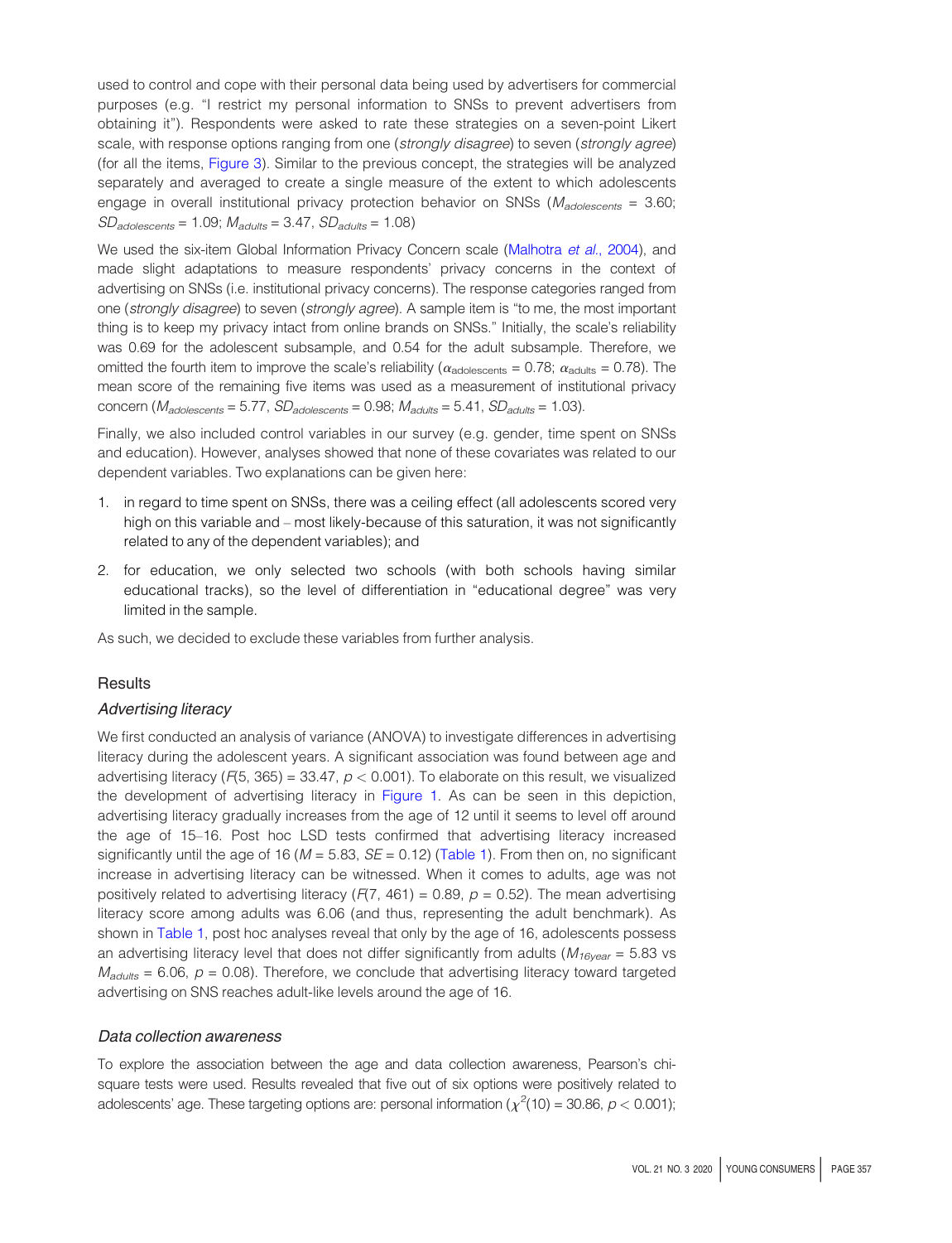used to control and cope with their personal data being used by advertisers for commercial purposes (e.g. "I restrict my personal information to SNSs to prevent advertisers from obtaining it"). Respondents were asked to rate these strategies on a seven-point Likert scale, with response options ranging from one (*strongly disagree*) to seven (*strongly agree*) (for all the items, Figure 3). Similar to the previous concept, the strategies will be analyzed separately and averaged to create a single measure of the extent to which adolescents engage in overall institutional privacy protection behavior on SNSs ($M_{adolescents}$ = 3.60; $SD_{adolescents}$ = 1.09; $M_{adults}$ = 3.47, $SD_{adults}$ = 1.08)

We used the six-item Global Information Privacy Concern scale (Malhotra *et al.*, 2004), and made slight adaptations to measure respondents' privacy concerns in the context of advertising on SNSs (i.e. institutional privacy concerns). The response categories ranged from one (*strongly disagree*) to seven (*strongly agree*). A sample item is "to me, the most important thing is to keep my privacy intact from online brands on SNSs." Initially, the scale's reliability was 0.69 for the adolescent subsample, and 0.54 for the adult subsample. Therefore, we omitted the fourth item to improve the scale's reliability ($\alpha_{\text{adolescents}}$ = 0.78; $\alpha_{\text{adults}}$ = 0.78). The mean score of the remaining five items was used as a measurement of institutional privacy concern ($M_{adolescents}$ = 5.77, $SD_{adolescents}$ = 0.98; $M_{adults}$ = 5.41, $SD_{adults}$ = 1.03).

Finally, we also included control variables in our survey (e.g. gender, time spent on SNSs and education). However, analyses showed that none of these covariates was related to our dependent variables. Two explanations can be given here:

1. in regard to time spent on SNSs, there was a ceiling effect (all adolescents scored very high on this variable and – most likely-because of this saturation, it was not significantly related to any of the dependent variables); and
2. for education, we only selected two schools (with both schools having similar educational tracks), so the level of differentiation in "educational degree" was very limited in the sample.

As such, we decided to exclude these variables from further analysis.

## Results

### *Advertising literacy*

We first conducted an analysis of variance (ANOVA) to investigate differences in advertising literacy during the adolescent years. A significant association was found between age and advertising literacy ($F$(5, 365) = 33.47, $p < 0.001$). To elaborate on this result, we visualized the development of advertising literacy in Figure 1. As can be seen in this depiction, advertising literacy gradually increases from the age of 12 until it seems to level off around the age of 15–16. Post hoc LSD tests confirmed that advertising literacy increased significantly until the age of 16 ($M$ = 5.83, $SE$ = 0.12) (Table 1). From then on, no significant increase in advertising literacy can be witnessed. When it comes to adults, age was not positively related to advertising literacy ($F$(7, 461) = 0.89, $p$ = 0.52). The mean advertising literacy score among adults was 6.06 (and thus, representing the adult benchmark). As shown in Table 1, post hoc analyses reveal that only by the age of 16, adolescents possess an advertising literacy level that does not differ significantly from adults ($M_{16year}$ = 5.83 vs $M_{adults}$ = 6.06, $p$ = 0.08). Therefore, we conclude that advertising literacy toward targeted advertising on SNS reaches adult-like levels around the age of 16.

### *Data collection awareness*

To explore the association between the age and data collection awareness, Pearson's chi-square tests were used. Results revealed that five out of six options were positively related to adolescents' age. These targeting options are: personal information ($\chi^2$(10) = 30.86, $p < 0.001$);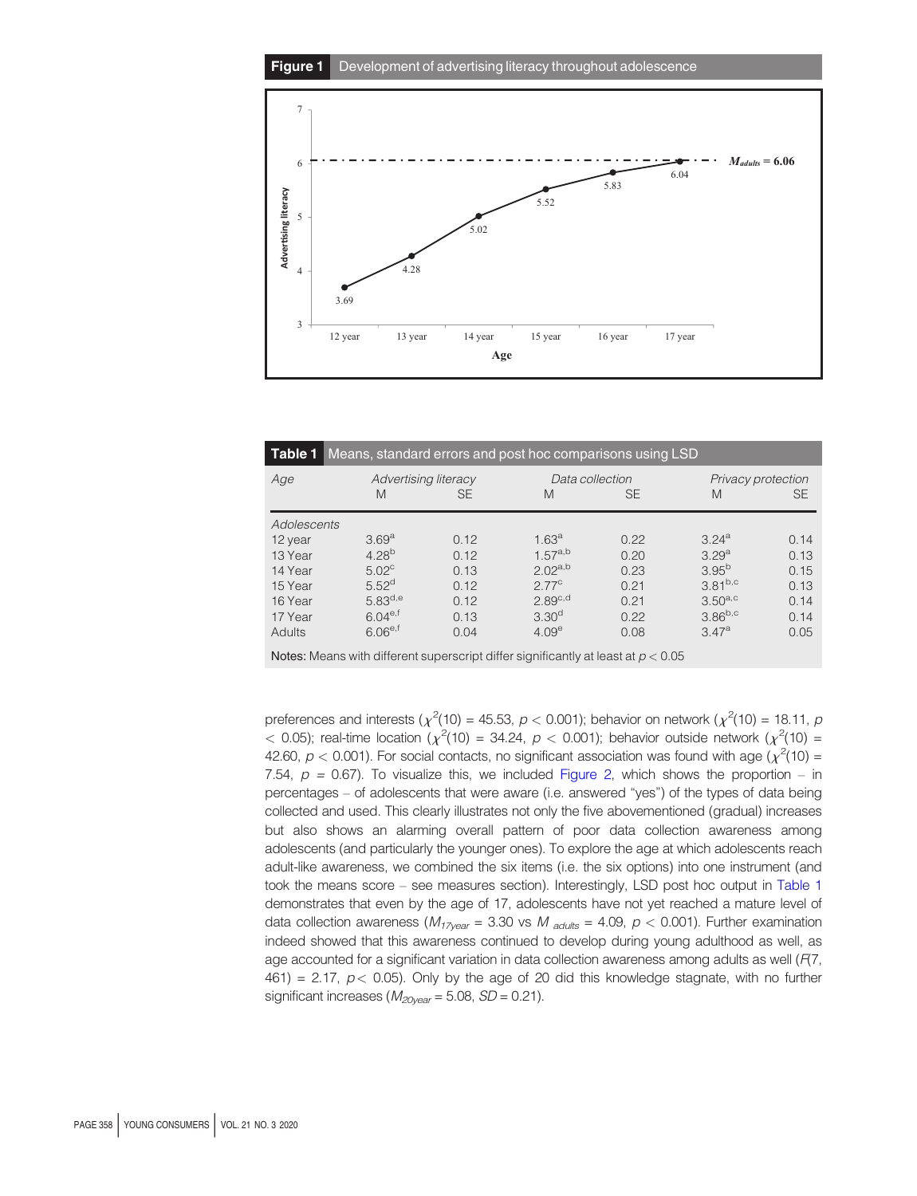**Figure 1** Development of advertising literacy throughout adolescence

**Table 1** Means, standard errors and post hoc comparisons using LSD

| Age | Advertising literacy | | Data collection | | Privacy protection | |
|---|---|---|---|---|---|---|
| | M | SE | M | SE | M | SE |
| *Adolescents* | | | | | | |
| 12 year | 3.69[a] | 0.12 | 1.63[a] | 0.22 | 3.24[a] | 0.14 |
| 13 Year | 4.28[b] | 0.12 | 1.57[a,b] | 0.20 | 3.29[a] | 0.13 |
| 14 Year | 5.02[c] | 0.13 | 2.02[a,b] | 0.23 | 3.95[b] | 0.15 |
| 15 Year | 5.52[d] | 0.12 | 2.77[c] | 0.21 | 3.81[b,c] | 0.13 |
| 16 Year | 5.83[d,e] | 0.12 | 2.89[c,d] | 0.21 | 3.50[a,c] | 0.14 |
| 17 Year | 6.04[e,f] | 0.13 | 3.30[d] | 0.22 | 3.86[b,c] | 0.14 |
| Adults | 6.06[e,f] | 0.04 | 4.09[e] | 0.08 | 3.47[a] | 0.05 |

**Notes:** Means with different superscript differ significantly at least at $p < 0.05$

preferences and interests ($\chi^2(10) = 45.53$, $p < 0.001$); behavior on network ($\chi^2(10) = 18.11$, $p < 0.05$); real-time location ($\chi^2(10) = 34.24$, $p < 0.001$); behavior outside network ($\chi^2(10) = 42.60$, $p < 0.001$). For social contacts, no significant association was found with age ($\chi^2(10) = 7.54$, $p = 0.67$). To visualize this, we included Figure 2, which shows the proportion – in percentages – of adolescents that were aware (i.e. answered "yes") of the types of data being collected and used. This clearly illustrates not only the five abovementioned (gradual) increases but also shows an alarming overall pattern of poor data collection awareness among adolescents (and particularly the younger ones). To explore the age at which adolescents reach adult-like awareness, we combined the six items (i.e. the six options) into one instrument (and took the means score – see measures section). Interestingly, LSD post hoc output in Table 1 demonstrates that even by the age of 17, adolescents have not yet reached a mature level of data collection awareness ($M_{17year} = 3.30$ vs $M_{adults} = 4.09$, $p < 0.001$). Further examination indeed showed that this awareness continued to develop during young adulthood as well, as age accounted for a significant variation in data collection awareness among adults as well ($F(7, 461) = 2.17$, $p < 0.05$). Only by the age of 20 did this knowledge stagnate, with no further significant increases ($M_{20year} = 5.08$, $SD = 0.21$).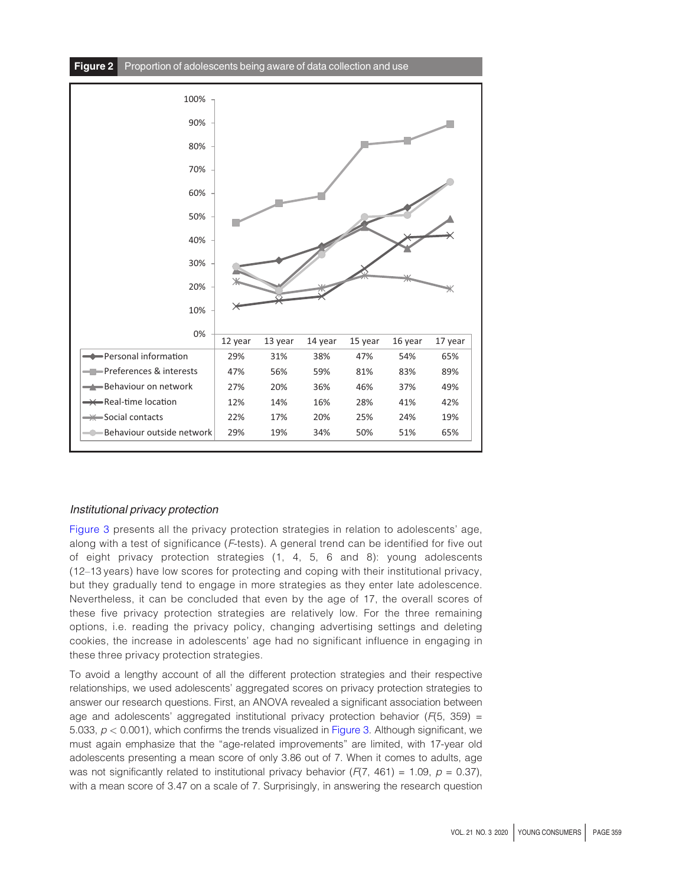**Figure 2** Proportion of adolescents being aware of data collection and use

| | 12 year | 13 year | 14 year | 15 year | 16 year | 17 year |
|---|---|---|---|---|---|---|
| Personal information | 29% | 31% | 38% | 47% | 54% | 65% |
| Preferences & interests | 47% | 56% | 59% | 81% | 83% | 89% |
| Behaviour on network | 27% | 20% | 36% | 46% | 37% | 49% |
| Real-time location | 12% | 14% | 16% | 28% | 41% | 42% |
| Social contacts | 22% | 17% | 20% | 25% | 24% | 19% |
| Behaviour outside network | 29% | 19% | 34% | 50% | 51% | 65% |

### *Institutional privacy protection*

Figure 3 presents all the privacy protection strategies in relation to adolescents' age, along with a test of significance (*F*-tests). A general trend can be identified for five out of eight privacy protection strategies (1, 4, 5, 6 and 8): young adolescents (12–13 years) have low scores for protecting and coping with their institutional privacy, but they gradually tend to engage in more strategies as they enter late adolescence. Nevertheless, it can be concluded that even by the age of 17, the overall scores of these five privacy protection strategies are relatively low. For the three remaining options, i.e. reading the privacy policy, changing advertising settings and deleting cookies, the increase in adolescents' age had no significant influence in engaging in these three privacy protection strategies.

To avoid a lengthy account of all the different protection strategies and their respective relationships, we used adolescents' aggregated scores on privacy protection strategies to answer our research questions. First, an ANOVA revealed a significant association between age and adolescents' aggregated institutional privacy protection behavior ($F(5, 359) = 5.033$, $p < 0.001$), which confirms the trends visualized in Figure 3. Although significant, we must again emphasize that the "age-related improvements" are limited, with 17-year old adolescents presenting a mean score of only 3.86 out of 7. When it comes to adults, age was not significantly related to institutional privacy behavior ($F(7, 461) = 1.09$, $p = 0.37$), with a mean score of 3.47 on a scale of 7. Surprisingly, in answering the research question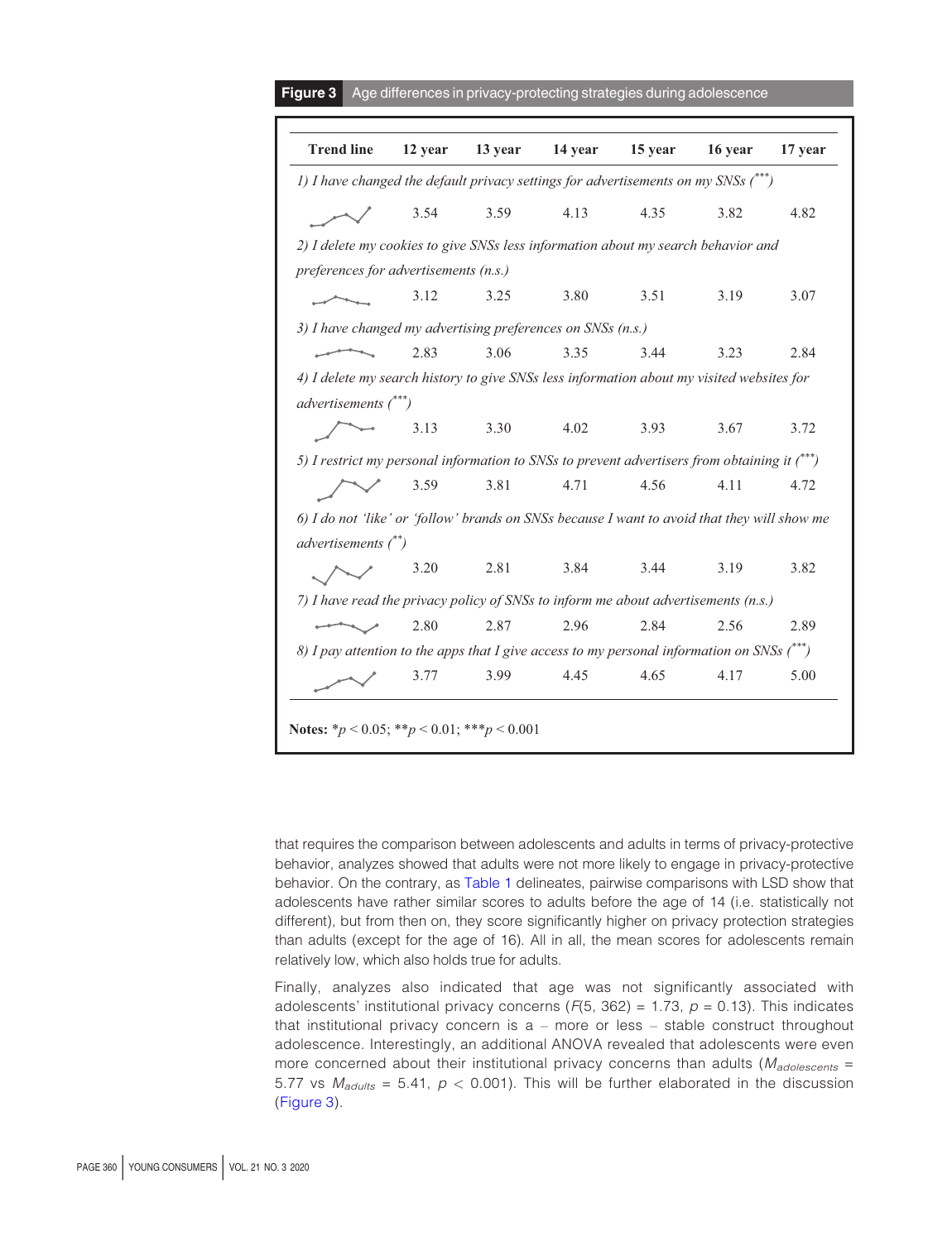**Figure 3** Age differences in privacy-protecting strategies during adolescence

| Trend line | 12 year | 13 year | 14 year | 15 year | 16 year | 17 year |
|---|---|---|---|---|---|---|
| *1) I have changed the default privacy settings for advertisements on my SNSs (\*\*\*)* | | | | | | |
| | 3.54 | 3.59 | 4.13 | 4.35 | 3.82 | 4.82 |
| *2) I delete my cookies to give SNSs less information about my search behavior and preferences for advertisements (n.s.)* | | | | | | |
| | 3.12 | 3.25 | 3.80 | 3.51 | 3.19 | 3.07 |
| *3) I have changed my advertising preferences on SNSs (n.s.)* | | | | | | |
| | 2.83 | 3.06 | 3.35 | 3.44 | 3.23 | 2.84 |
| *4) I delete my search history to give SNSs less information about my visited websites for advertisements (\*\*\*)* | | | | | | |
| | 3.13 | 3.30 | 4.02 | 3.93 | 3.67 | 3.72 |
| *5) I restrict my personal information to SNSs to prevent advertisers from obtaining it (\*\*\*)* | | | | | | |
| | 3.59 | 3.81 | 4.71 | 4.56 | 4.11 | 4.72 |
| *6) I do not 'like' or 'follow' brands on SNSs because I want to avoid that they will show me advertisements (\*\*)* | | | | | | |
| | 3.20 | 2.81 | 3.84 | 3.44 | 3.19 | 3.82 |
| *7) I have read the privacy policy of SNSs to inform me about advertisements (n.s.)* | | | | | | |
| | 2.80 | 2.87 | 2.96 | 2.84 | 2.56 | 2.89 |
| *8) I pay attention to the apps that I give access to my personal information on SNSs (\*\*\*)* | | | | | | |
| | 3.77 | 3.99 | 4.45 | 4.65 | 4.17 | 5.00 |

**Notes:** \*$p < 0.05$; \*\*$p < 0.01$; \*\*\*$p < 0.001$

that requires the comparison between adolescents and adults in terms of privacy-protective behavior, analyzes showed that adults were not more likely to engage in privacy-protective behavior. On the contrary, as Table 1 delineates, pairwise comparisons with LSD show that adolescents have rather similar scores to adults before the age of 14 (i.e. statistically not different), but from then on, they score significantly higher on privacy protection strategies than adults (except for the age of 16). All in all, the mean scores for adolescents remain relatively low, which also holds true for adults.

Finally, analyzes also indicated that age was not significantly associated with adolescents' institutional privacy concerns ($F(5, 362) = 1.73$, $p = 0.13$). This indicates that institutional privacy concern is a – more or less – stable construct throughout adolescence. Interestingly, an additional ANOVA revealed that adolescents were even more concerned about their institutional privacy concerns than adults ($M_{adolescents} = 5.77$ vs $M_{adults} = 5.41$, $p < 0.001$). This will be further elaborated in the discussion (Figure 3).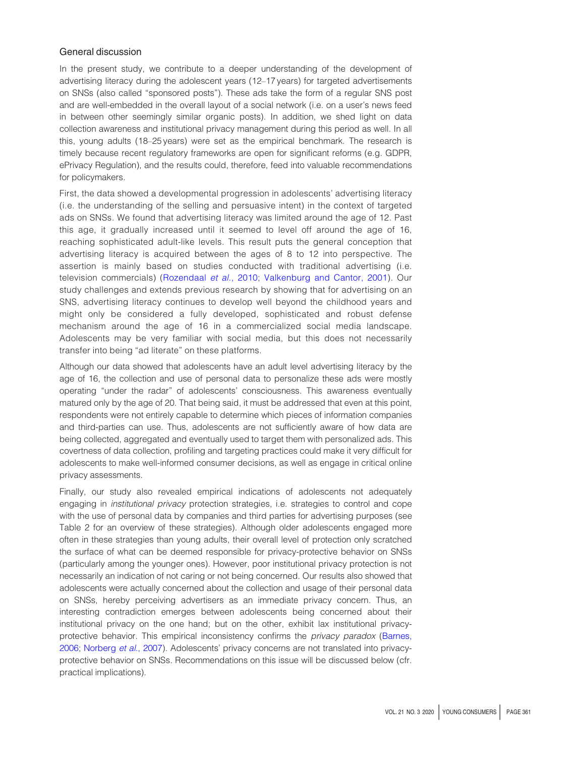## General discussion

In the present study, we contribute to a deeper understanding of the development of advertising literacy during the adolescent years (12–17 years) for targeted advertisements on SNSs (also called "sponsored posts"). These ads take the form of a regular SNS post and are well-embedded in the overall layout of a social network (i.e. on a user's news feed in between other seemingly similar organic posts). In addition, we shed light on data collection awareness and institutional privacy management during this period as well. In all this, young adults (18–25 years) were set as the empirical benchmark. The research is timely because recent regulatory frameworks are open for significant reforms (e.g. GDPR, ePrivacy Regulation), and the results could, therefore, feed into valuable recommendations for policymakers.

First, the data showed a developmental progression in adolescents' advertising literacy (i.e. the understanding of the selling and persuasive intent) in the context of targeted ads on SNSs. We found that advertising literacy was limited around the age of 12. Past this age, it gradually increased until it seemed to level off around the age of 16, reaching sophisticated adult-like levels. This result puts the general conception that advertising literacy is acquired between the ages of 8 to 12 into perspective. The assertion is mainly based on studies conducted with traditional advertising (i.e. television commercials) (Rozendaal *et al.*, 2010; Valkenburg and Cantor, 2001). Our study challenges and extends previous research by showing that for advertising on an SNS, advertising literacy continues to develop well beyond the childhood years and might only be considered a fully developed, sophisticated and robust defense mechanism around the age of 16 in a commercialized social media landscape. Adolescents may be very familiar with social media, but this does not necessarily transfer into being "ad literate" on these platforms.

Although our data showed that adolescents have an adult level advertising literacy by the age of 16, the collection and use of personal data to personalize these ads were mostly operating "under the radar" of adolescents' consciousness. This awareness eventually matured only by the age of 20. That being said, it must be addressed that even at this point, respondents were not entirely capable to determine which pieces of information companies and third-parties can use. Thus, adolescents are not sufficiently aware of how data are being collected, aggregated and eventually used to target them with personalized ads. This covertness of data collection, profiling and targeting practices could make it very difficult for adolescents to make well-informed consumer decisions, as well as engage in critical online privacy assessments.

Finally, our study also revealed empirical indications of adolescents not adequately engaging in *institutional privacy* protection strategies, i.e. strategies to control and cope with the use of personal data by companies and third parties for advertising purposes (see Table 2 for an overview of these strategies). Although older adolescents engaged more often in these strategies than young adults, their overall level of protection only scratched the surface of what can be deemed responsible for privacy-protective behavior on SNSs (particularly among the younger ones). However, poor institutional privacy protection is not necessarily an indication of not caring or not being concerned. Our results also showed that adolescents were actually concerned about the collection and usage of their personal data on SNSs, hereby perceiving advertisers as an immediate privacy concern. Thus, an interesting contradiction emerges between adolescents being concerned about their institutional privacy on the one hand; but on the other, exhibit lax institutional privacy-protective behavior. This empirical inconsistency confirms the *privacy paradox* (Barnes, 2006; Norberg *et al.*, 2007). Adolescents' privacy concerns are not translated into privacy-protective behavior on SNSs. Recommendations on this issue will be discussed below (cfr. practical implications).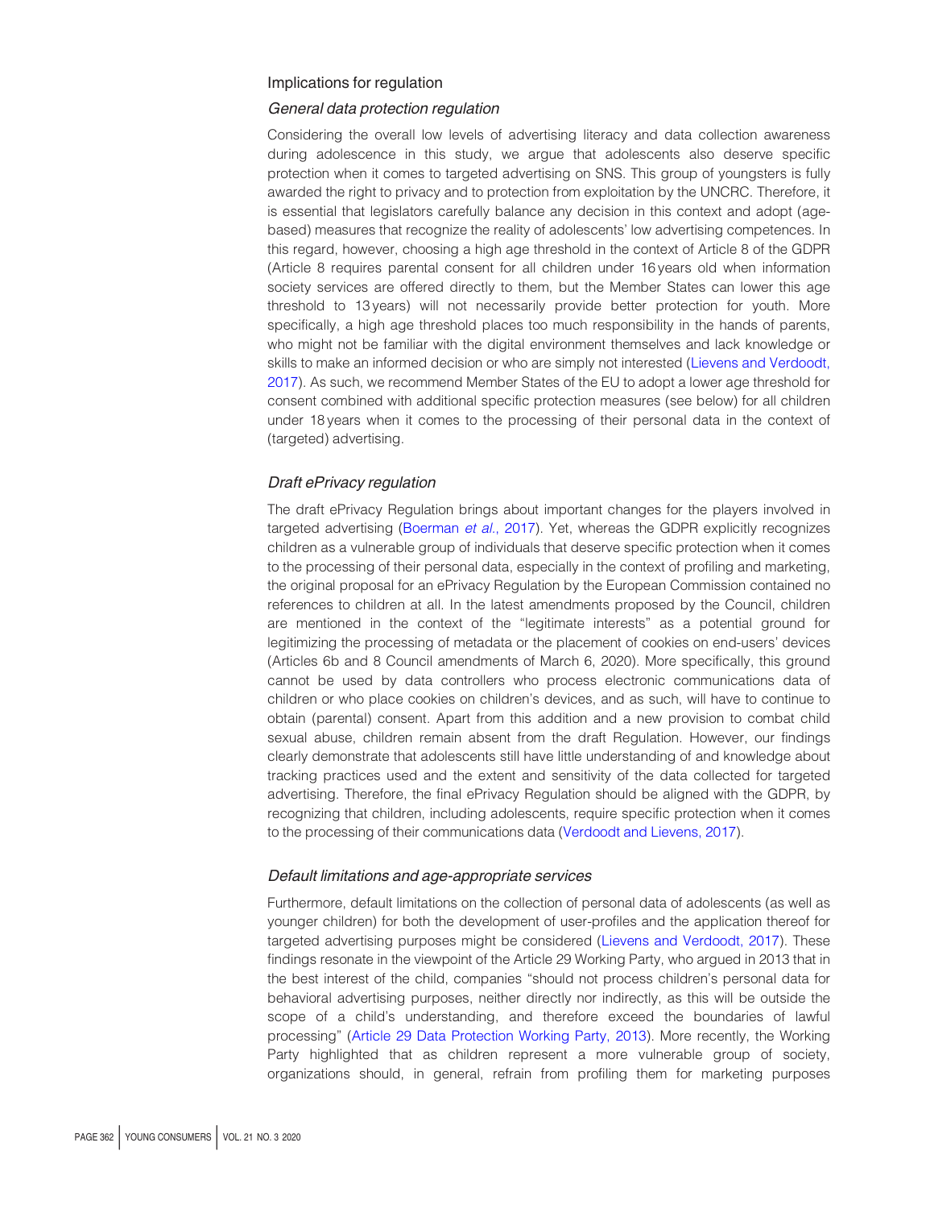## Implications for regulation

### *General data protection regulation*

Considering the overall low levels of advertising literacy and data collection awareness during adolescence in this study, we argue that adolescents also deserve specific protection when it comes to targeted advertising on SNS. This group of youngsters is fully awarded the right to privacy and to protection from exploitation by the UNCRC. Therefore, it is essential that legislators carefully balance any decision in this context and adopt (age-based) measures that recognize the reality of adolescents' low advertising competences. In this regard, however, choosing a high age threshold in the context of Article 8 of the GDPR (Article 8 requires parental consent for all children under 16 years old when information society services are offered directly to them, but the Member States can lower this age threshold to 13 years) will not necessarily provide better protection for youth. More specifically, a high age threshold places too much responsibility in the hands of parents, who might not be familiar with the digital environment themselves and lack knowledge or skills to make an informed decision or who are simply not interested (Lievens and Verdoodt, 2017). As such, we recommend Member States of the EU to adopt a lower age threshold for consent combined with additional specific protection measures (see below) for all children under 18 years when it comes to the processing of their personal data in the context of (targeted) advertising.

### *Draft ePrivacy regulation*

The draft ePrivacy Regulation brings about important changes for the players involved in targeted advertising (Boerman *et al.*, 2017). Yet, whereas the GDPR explicitly recognizes children as a vulnerable group of individuals that deserve specific protection when it comes to the processing of their personal data, especially in the context of profiling and marketing, the original proposal for an ePrivacy Regulation by the European Commission contained no references to children at all. In the latest amendments proposed by the Council, children are mentioned in the context of the "legitimate interests" as a potential ground for legitimizing the processing of metadata or the placement of cookies on end-users' devices (Articles 6b and 8 Council amendments of March 6, 2020). More specifically, this ground cannot be used by data controllers who process electronic communications data of children or who place cookies on children's devices, and as such, will have to continue to obtain (parental) consent. Apart from this addition and a new provision to combat child sexual abuse, children remain absent from the draft Regulation. However, our findings clearly demonstrate that adolescents still have little understanding of and knowledge about tracking practices used and the extent and sensitivity of the data collected for targeted advertising. Therefore, the final ePrivacy Regulation should be aligned with the GDPR, by recognizing that children, including adolescents, require specific protection when it comes to the processing of their communications data (Verdoodt and Lievens, 2017).

### *Default limitations and age-appropriate services*

Furthermore, default limitations on the collection of personal data of adolescents (as well as younger children) for both the development of user-profiles and the application thereof for targeted advertising purposes might be considered (Lievens and Verdoodt, 2017). These findings resonate in the viewpoint of the Article 29 Working Party, who argued in 2013 that in the best interest of the child, companies "should not process children's personal data for behavioral advertising purposes, neither directly nor indirectly, as this will be outside the scope of a child's understanding, and therefore exceed the boundaries of lawful processing" (Article 29 Data Protection Working Party, 2013). More recently, the Working Party highlighted that as children represent a more vulnerable group of society, organizations should, in general, refrain from profiling them for marketing purposes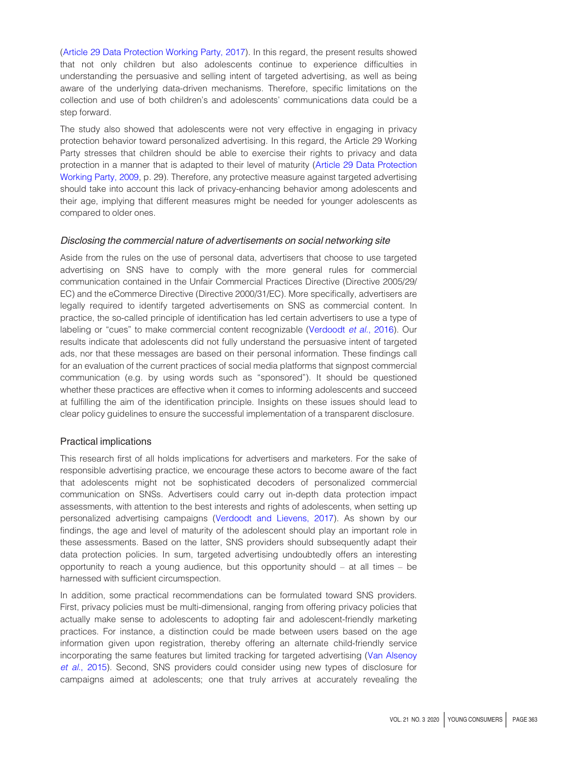(Article 29 Data Protection Working Party, 2017). In this regard, the present results showed that not only children but also adolescents continue to experience difficulties in understanding the persuasive and selling intent of targeted advertising, as well as being aware of the underlying data-driven mechanisms. Therefore, specific limitations on the collection and use of both children's and adolescents' communications data could be a step forward.

The study also showed that adolescents were not very effective in engaging in privacy protection behavior toward personalized advertising. In this regard, the Article 29 Working Party stresses that children should be able to exercise their rights to privacy and data protection in a manner that is adapted to their level of maturity (Article 29 Data Protection Working Party, 2009, p. 29). Therefore, any protective measure against targeted advertising should take into account this lack of privacy-enhancing behavior among adolescents and their age, implying that different measures might be needed for younger adolescents as compared to older ones.

### *Disclosing the commercial nature of advertisements on social networking site*

Aside from the rules on the use of personal data, advertisers that choose to use targeted advertising on SNS have to comply with the more general rules for commercial communication contained in the Unfair Commercial Practices Directive (Directive 2005/29/EC) and the eCommerce Directive (Directive 2000/31/EC). More specifically, advertisers are legally required to identify targeted advertisements on SNS as commercial content. In practice, the so-called principle of identification has led certain advertisers to use a type of labeling or "cues" to make commercial content recognizable (Verdoodt *et al.*, 2016). Our results indicate that adolescents did not fully understand the persuasive intent of targeted ads, nor that these messages are based on their personal information. These findings call for an evaluation of the current practices of social media platforms that signpost commercial communication (e.g. by using words such as "sponsored"). It should be questioned whether these practices are effective when it comes to informing adolescents and succeed at fulfilling the aim of the identification principle. Insights on these issues should lead to clear policy guidelines to ensure the successful implementation of a transparent disclosure.

## Practical implications

This research first of all holds implications for advertisers and marketers. For the sake of responsible advertising practice, we encourage these actors to become aware of the fact that adolescents might not be sophisticated decoders of personalized commercial communication on SNSs. Advertisers could carry out in-depth data protection impact assessments, with attention to the best interests and rights of adolescents, when setting up personalized advertising campaigns (Verdoodt and Lievens, 2017). As shown by our findings, the age and level of maturity of the adolescent should play an important role in these assessments. Based on the latter, SNS providers should subsequently adapt their data protection policies. In sum, targeted advertising undoubtedly offers an interesting opportunity to reach a young audience, but this opportunity should – at all times – be harnessed with sufficient circumspection.

In addition, some practical recommendations can be formulated toward SNS providers. First, privacy policies must be multi-dimensional, ranging from offering privacy policies that actually make sense to adolescents to adopting fair and adolescent-friendly marketing practices. For instance, a distinction could be made between users based on the age information given upon registration, thereby offering an alternate child-friendly service incorporating the same features but limited tracking for targeted advertising (Van Alsenoy *et al.*, 2015). Second, SNS providers could consider using new types of disclosure for campaigns aimed at adolescents; one that truly arrives at accurately revealing the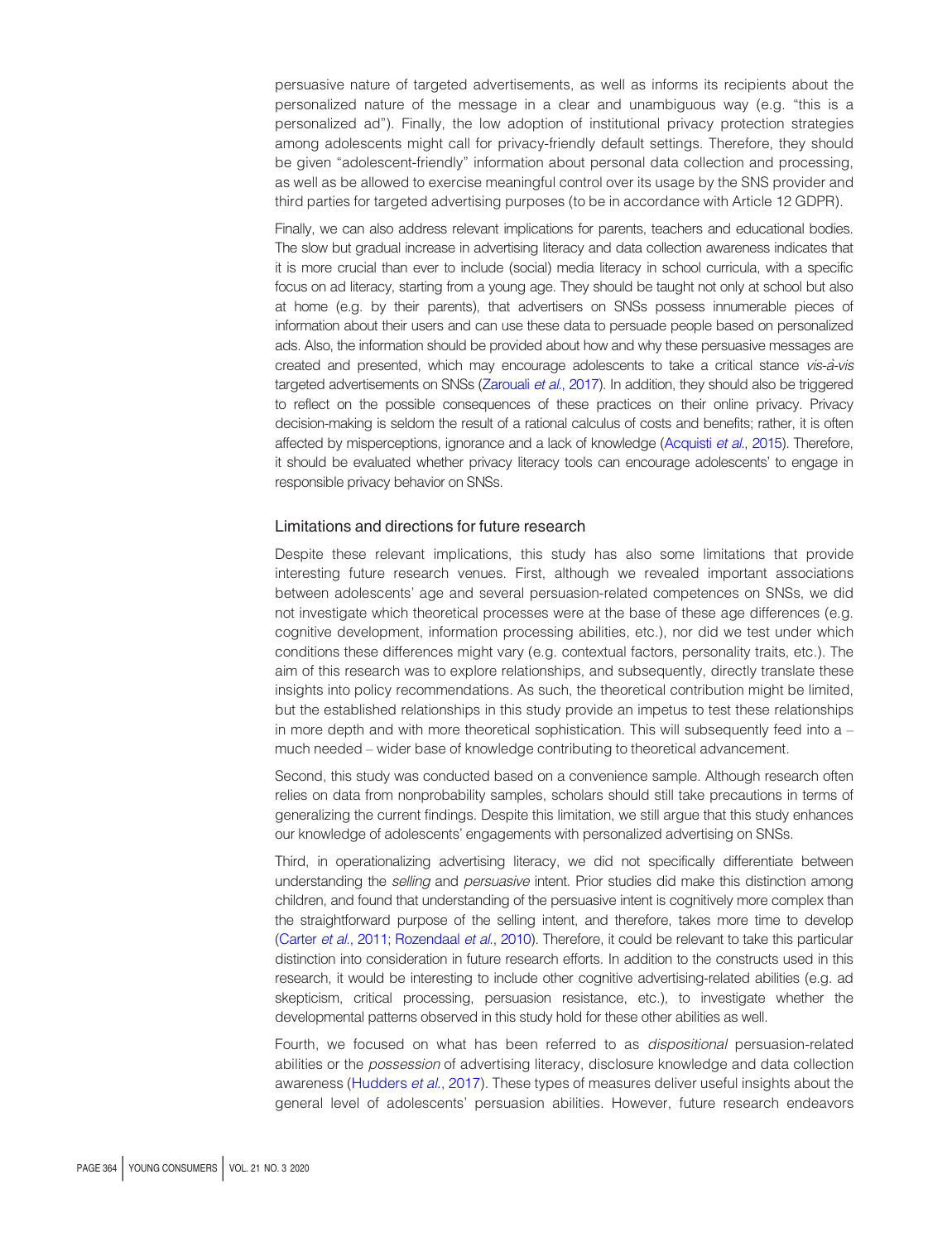persuasive nature of targeted advertisements, as well as informs its recipients about the personalized nature of the message in a clear and unambiguous way (e.g. "this is a personalized ad"). Finally, the low adoption of institutional privacy protection strategies among adolescents might call for privacy-friendly default settings. Therefore, they should be given "adolescent-friendly" information about personal data collection and processing, as well as be allowed to exercise meaningful control over its usage by the SNS provider and third parties for targeted advertising purposes (to be in accordance with Article 12 GDPR).

Finally, we can also address relevant implications for parents, teachers and educational bodies. The slow but gradual increase in advertising literacy and data collection awareness indicates that it is more crucial than ever to include (social) media literacy in school curricula, with a specific focus on ad literacy, starting from a young age. They should be taught not only at school but also at home (e.g. by their parents), that advertisers on SNSs possess innumerable pieces of information about their users and can use these data to persuade people based on personalized ads. Also, the information should be provided about how and why these persuasive messages are created and presented, which may encourage adolescents to take a critical stance *vis-à-vis* targeted advertisements on SNSs (Zarouali *et al.*, 2017). In addition, they should also be triggered to reflect on the possible consequences of these practices on their online privacy. Privacy decision-making is seldom the result of a rational calculus of costs and benefits; rather, it is often affected by misperceptions, ignorance and a lack of knowledge (Acquisti *et al.*, 2015). Therefore, it should be evaluated whether privacy literacy tools can encourage adolescents' to engage in responsible privacy behavior on SNSs.

## Limitations and directions for future research

Despite these relevant implications, this study has also some limitations that provide interesting future research venues. First, although we revealed important associations between adolescents' age and several persuasion-related competences on SNSs, we did not investigate which theoretical processes were at the base of these age differences (e.g. cognitive development, information processing abilities, etc.), nor did we test under which conditions these differences might vary (e.g. contextual factors, personality traits, etc.). The aim of this research was to explore relationships, and subsequently, directly translate these insights into policy recommendations. As such, the theoretical contribution might be limited, but the established relationships in this study provide an impetus to test these relationships in more depth and with more theoretical sophistication. This will subsequently feed into a – much needed – wider base of knowledge contributing to theoretical advancement.

Second, this study was conducted based on a convenience sample. Although research often relies on data from nonprobability samples, scholars should still take precautions in terms of generalizing the current findings. Despite this limitation, we still argue that this study enhances our knowledge of adolescents' engagements with personalized advertising on SNSs.

Third, in operationalizing advertising literacy, we did not specifically differentiate between understanding the *selling* and *persuasive* intent. Prior studies did make this distinction among children, and found that understanding of the persuasive intent is cognitively more complex than the straightforward purpose of the selling intent, and therefore, takes more time to develop (Carter *et al.*, 2011; Rozendaal *et al.*, 2010). Therefore, it could be relevant to take this particular distinction into consideration in future research efforts. In addition to the constructs used in this research, it would be interesting to include other cognitive advertising-related abilities (e.g. ad skepticism, critical processing, persuasion resistance, etc.), to investigate whether the developmental patterns observed in this study hold for these other abilities as well.

Fourth, we focused on what has been referred to as *dispositional* persuasion-related abilities or the *possession* of advertising literacy, disclosure knowledge and data collection awareness (Hudders *et al.*, 2017). These types of measures deliver useful insights about the general level of adolescents' persuasion abilities. However, future research endeavors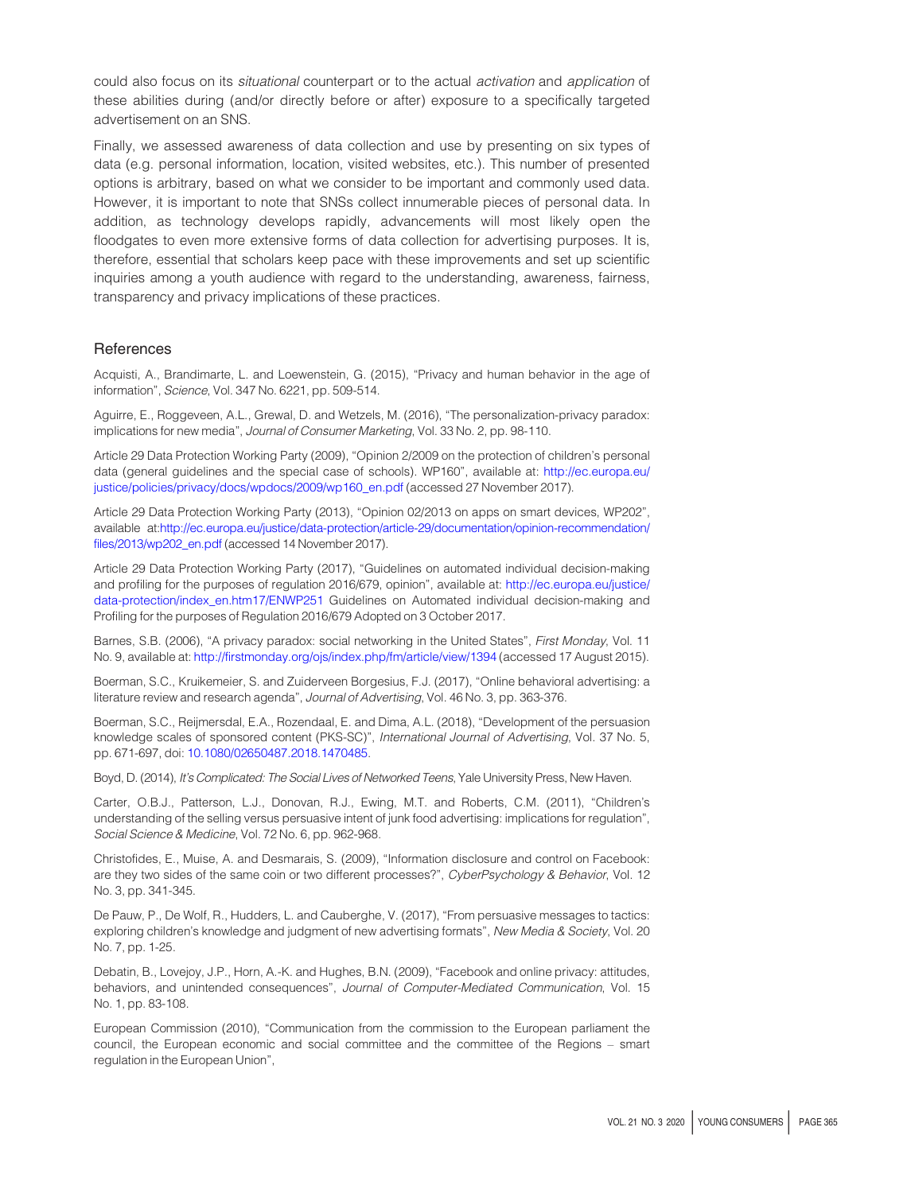could also focus on its *situational* counterpart or to the actual *activation* and *application* of these abilities during (and/or directly before or after) exposure to a specifically targeted advertisement on an SNS.

Finally, we assessed awareness of data collection and use by presenting on six types of data (e.g. personal information, location, visited websites, etc.). This number of presented options is arbitrary, based on what we consider to be important and commonly used data. However, it is important to note that SNSs collect innumerable pieces of personal data. In addition, as technology develops rapidly, advancements will most likely open the floodgates to even more extensive forms of data collection for advertising purposes. It is, therefore, essential that scholars keep pace with these improvements and set up scientific inquiries among a youth audience with regard to the understanding, awareness, fairness, transparency and privacy implications of these practices.

## References

Acquisti, A., Brandimarte, L. and Loewenstein, G. (2015), "Privacy and human behavior in the age of information", *Science*, Vol. 347 No. 6221, pp. 509-514.

Aguirre, E., Roggeveen, A.L., Grewal, D. and Wetzels, M. (2016), "The personalization-privacy paradox: implications for new media", *Journal of Consumer Marketing*, Vol. 33 No. 2, pp. 98-110.

Article 29 Data Protection Working Party (2009), "Opinion 2/2009 on the protection of children's personal data (general guidelines and the special case of schools). WP160", available at: http://ec.europa.eu/justice/policies/privacy/docs/wpdocs/2009/wp160_en.pdf (accessed 27 November 2017).

Article 29 Data Protection Working Party (2013), "Opinion 02/2013 on apps on smart devices, WP202", available at:http://ec.europa.eu/justice/data-protection/article-29/documentation/opinion-recommendation/files/2013/wp202_en.pdf (accessed 14 November 2017).

Article 29 Data Protection Working Party (2017), "Guidelines on automated individual decision-making and profiling for the purposes of regulation 2016/679, opinion", available at: http://ec.europa.eu/justice/data-protection/index_en.htm17/ENWP251 Guidelines on Automated individual decision-making and Profiling for the purposes of Regulation 2016/679 Adopted on 3 October 2017.

Barnes, S.B. (2006), "A privacy paradox: social networking in the United States", *First Monday*, Vol. 11 No. 9, available at: http://firstmonday.org/ojs/index.php/fm/article/view/1394 (accessed 17 August 2015).

Boerman, S.C., Kruikemeier, S. and Zuiderveen Borgesius, F.J. (2017), "Online behavioral advertising: a literature review and research agenda", *Journal of Advertising*, Vol. 46 No. 3, pp. 363-376.

Boerman, S.C., Reijmersdal, E.A., Rozendaal, E. and Dima, A.L. (2018), "Development of the persuasion knowledge scales of sponsored content (PKS-SC)", *International Journal of Advertising*, Vol. 37 No. 5, pp. 671-697, doi: 10.1080/02650487.2018.1470485.

Boyd, D. (2014), *It's Complicated: The Social Lives of Networked Teens*, Yale University Press, New Haven.

Carter, O.B.J., Patterson, L.J., Donovan, R.J., Ewing, M.T. and Roberts, C.M. (2011), "Children's understanding of the selling versus persuasive intent of junk food advertising: implications for regulation", *Social Science & Medicine*, Vol. 72 No. 6, pp. 962-968.

Christofides, E., Muise, A. and Desmarais, S. (2009), "Information disclosure and control on Facebook: are they two sides of the same coin or two different processes?", *CyberPsychology & Behavior*, Vol. 12 No. 3, pp. 341-345.

De Pauw, P., De Wolf, R., Hudders, L. and Cauberghe, V. (2017), "From persuasive messages to tactics: exploring children's knowledge and judgment of new advertising formats", *New Media & Society*, Vol. 20 No. 7, pp. 1-25.

Debatin, B., Lovejoy, J.P., Horn, A.-K. and Hughes, B.N. (2009), "Facebook and online privacy: attitudes, behaviors, and unintended consequences", *Journal of Computer-Mediated Communication*, Vol. 15 No. 1, pp. 83-108.

European Commission (2010), "Communication from the commission to the European parliament the council, the European economic and social committee and the committee of the Regions – smart regulation in the European Union",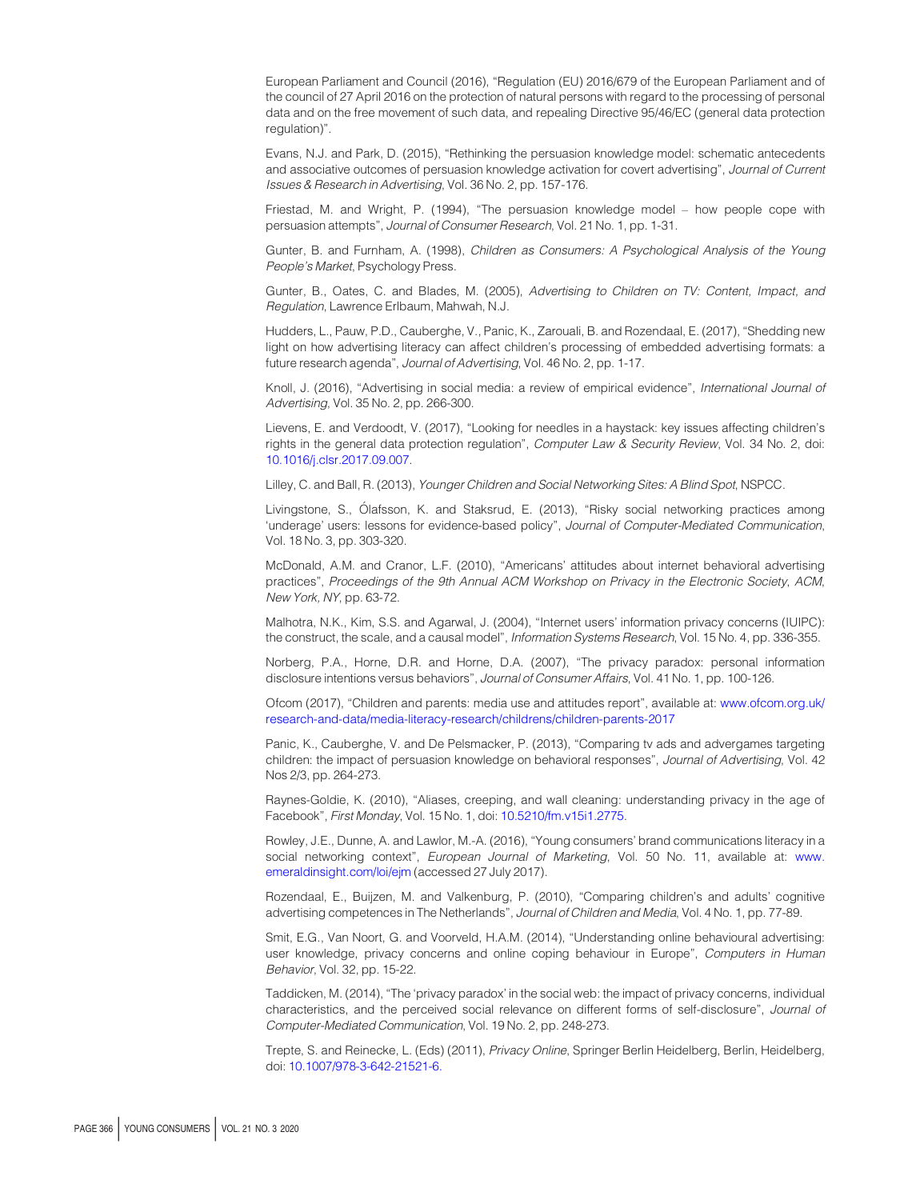European Parliament and Council (2016), "Regulation (EU) 2016/679 of the European Parliament and of the council of 27 April 2016 on the protection of natural persons with regard to the processing of personal data and on the free movement of such data, and repealing Directive 95/46/EC (general data protection regulation)".

Evans, N.J. and Park, D. (2015), "Rethinking the persuasion knowledge model: schematic antecedents and associative outcomes of persuasion knowledge activation for covert advertising", *Journal of Current Issues & Research in Advertising*, Vol. 36 No. 2, pp. 157-176.

Friestad, M. and Wright, P. (1994), "The persuasion knowledge model – how people cope with persuasion attempts", *Journal of Consumer Research*, Vol. 21 No. 1, pp. 1-31.

Gunter, B. and Furnham, A. (1998), *Children as Consumers: A Psychological Analysis of the Young People's Market*, Psychology Press.

Gunter, B., Oates, C. and Blades, M. (2005), *Advertising to Children on TV: Content, Impact, and Regulation*, Lawrence Erlbaum, Mahwah, N.J.

Hudders, L., Pauw, P.D., Cauberghe, V., Panic, K., Zarouali, B. and Rozendaal, E. (2017), "Shedding new light on how advertising literacy can affect children's processing of embedded advertising formats: a future research agenda", *Journal of Advertising*, Vol. 46 No. 2, pp. 1-17.

Knoll, J. (2016), "Advertising in social media: a review of empirical evidence", *International Journal of Advertising*, Vol. 35 No. 2, pp. 266-300.

Lievens, E. and Verdoodt, V. (2017), "Looking for needles in a haystack: key issues affecting children's rights in the general data protection regulation", *Computer Law & Security Review*, Vol. 34 No. 2, doi: 10.1016/j.clsr.2017.09.007.

Lilley, C. and Ball, R. (2013), *Younger Children and Social Networking Sites: A Blind Spot*, NSPCC.

Livingstone, S., Ólafsson, K. and Staksrud, E. (2013), "Risky social networking practices among 'underage' users: lessons for evidence-based policy", *Journal of Computer-Mediated Communication*, Vol. 18 No. 3, pp. 303-320.

McDonald, A.M. and Cranor, L.F. (2010), "Americans' attitudes about internet behavioral advertising practices", *Proceedings of the 9th Annual ACM Workshop on Privacy in the Electronic Society*, *ACM*, *New York, NY*, pp. 63-72.

Malhotra, N.K., Kim, S.S. and Agarwal, J. (2004), "Internet users' information privacy concerns (IUIPC): the construct, the scale, and a causal model", *Information Systems Research*, Vol. 15 No. 4, pp. 336-355.

Norberg, P.A., Horne, D.R. and Horne, D.A. (2007), "The privacy paradox: personal information disclosure intentions versus behaviors", *Journal of Consumer Affairs*, Vol. 41 No. 1, pp. 100-126.

Ofcom (2017), "Children and parents: media use and attitudes report", available at: www.ofcom.org.uk/research-and-data/media-literacy-research/childrens/children-parents-2017

Panic, K., Cauberghe, V. and De Pelsmacker, P. (2013), "Comparing tv ads and advergames targeting children: the impact of persuasion knowledge on behavioral responses", *Journal of Advertising*, Vol. 42 Nos 2/3, pp. 264-273.

Raynes-Goldie, K. (2010), "Aliases, creeping, and wall cleaning: understanding privacy in the age of Facebook", *First Monday*, Vol. 15 No. 1, doi: 10.5210/fm.v15i1.2775.

Rowley, J.E., Dunne, A. and Lawlor, M.-A. (2016), "Young consumers' brand communications literacy in a social networking context", *European Journal of Marketing*, Vol. 50 No. 11, available at: www.emeraldinsight.com/loi/ejm (accessed 27 July 2017).

Rozendaal, E., Buijzen, M. and Valkenburg, P. (2010), "Comparing children's and adults' cognitive advertising competences in The Netherlands", *Journal of Children and Media*, Vol. 4 No. 1, pp. 77-89.

Smit, E.G., Van Noort, G. and Voorveld, H.A.M. (2014), "Understanding online behavioural advertising: user knowledge, privacy concerns and online coping behaviour in Europe", *Computers in Human Behavior*, Vol. 32, pp. 15-22.

Taddicken, M. (2014), "The 'privacy paradox' in the social web: the impact of privacy concerns, individual characteristics, and the perceived social relevance on different forms of self-disclosure", *Journal of Computer-Mediated Communication*, Vol. 19 No. 2, pp. 248-273.

Trepte, S. and Reinecke, L. (Eds) (2011), *Privacy Online*, Springer Berlin Heidelberg, Berlin, Heidelberg, doi: 10.1007/978-3-642-21521-6.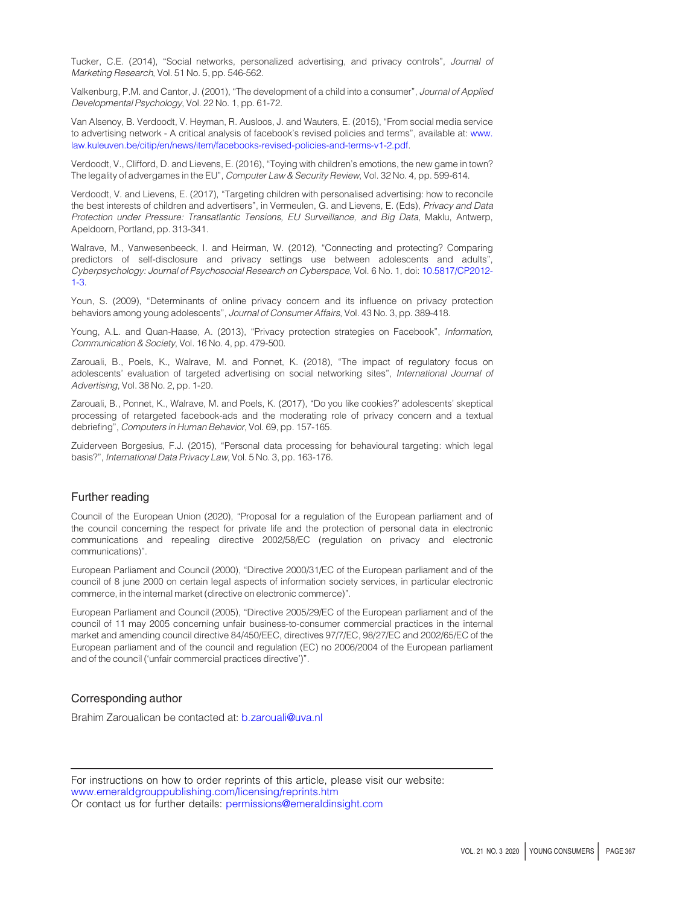Tucker, C.E. (2014), "Social networks, personalized advertising, and privacy controls", *Journal of Marketing Research*, Vol. 51 No. 5, pp. 546-562.

Valkenburg, P.M. and Cantor, J. (2001), "The development of a child into a consumer", *Journal of Applied Developmental Psychology*, Vol. 22 No. 1, pp. 61-72.

Van Alsenoy, B. Verdoodt, V. Heyman, R. Ausloos, J. and Wauters, E. (2015), "From social media service to advertising network - A critical analysis of facebook's revised policies and terms", available at: www.law.kuleuven.be/citip/en/news/item/facebooks-revised-policies-and-terms-v1-2.pdf.

Verdoodt, V., Clifford, D. and Lievens, E. (2016), "Toying with children's emotions, the new game in town? The legality of advergames in the EU", *Computer Law & Security Review*, Vol. 32 No. 4, pp. 599-614.

Verdoodt, V. and Lievens, E. (2017), "Targeting children with personalised advertising: how to reconcile the best interests of children and advertisers", in Vermeulen, G. and Lievens, E. (Eds), *Privacy and Data Protection under Pressure: Transatlantic Tensions, EU Surveillance, and Big Data*, Maklu, Antwerp, Apeldoorn, Portland, pp. 313-341.

Walrave, M., Vanwesenbeeck, I. and Heirman, W. (2012), "Connecting and protecting? Comparing predictors of self-disclosure and privacy settings use between adolescents and adults", *Cyberpsychology: Journal of Psychosocial Research on Cyberspace*, Vol. 6 No. 1, doi: 10.5817/CP2012-1-3.

Youn, S. (2009), "Determinants of online privacy concern and its influence on privacy protection behaviors among young adolescents", *Journal of Consumer Affairs*, Vol. 43 No. 3, pp. 389-418.

Young, A.L. and Quan-Haase, A. (2013), "Privacy protection strategies on Facebook", *Information, Communication & Society*, Vol. 16 No. 4, pp. 479-500.

Zarouali, B., Poels, K., Walrave, M. and Ponnet, K. (2018), "The impact of regulatory focus on adolescents' evaluation of targeted advertising on social networking sites", *International Journal of Advertising*, Vol. 38 No. 2, pp. 1-20.

Zarouali, B., Ponnet, K., Walrave, M. and Poels, K. (2017), "Do you like cookies?' adolescents' skeptical processing of retargeted facebook-ads and the moderating role of privacy concern and a textual debriefing", *Computers in Human Behavior*, Vol. 69, pp. 157-165.

Zuiderveen Borgesius, F.J. (2015), "Personal data processing for behavioural targeting: which legal basis?", *International Data Privacy Law*, Vol. 5 No. 3, pp. 163-176.

## Further reading

Council of the European Union (2020), "Proposal for a regulation of the European parliament and of the council concerning the respect for private life and the protection of personal data in electronic communications and repealing directive 2002/58/EC (regulation on privacy and electronic communications)".

European Parliament and Council (2000), "Directive 2000/31/EC of the European parliament and of the council of 8 june 2000 on certain legal aspects of information society services, in particular electronic commerce, in the internal market (directive on electronic commerce)".

European Parliament and Council (2005), "Directive 2005/29/EC of the European parliament and of the council of 11 may 2005 concerning unfair business-to-consumer commercial practices in the internal market and amending council directive 84/450/EEC, directives 97/7/EC, 98/27/EC and 2002/65/EC of the European parliament and of the council and regulation (EC) no 2006/2004 of the European parliament and of the council ('unfair commercial practices directive')".

## Corresponding author

Brahim Zaroualican be contacted at: b.zarouali@uva.nl

For instructions on how to order reprints of this article, please visit our website:
www.emeraldgrouppublishing.com/licensing/reprints.htm
Or contact us for further details: permissions@emeraldinsight.com